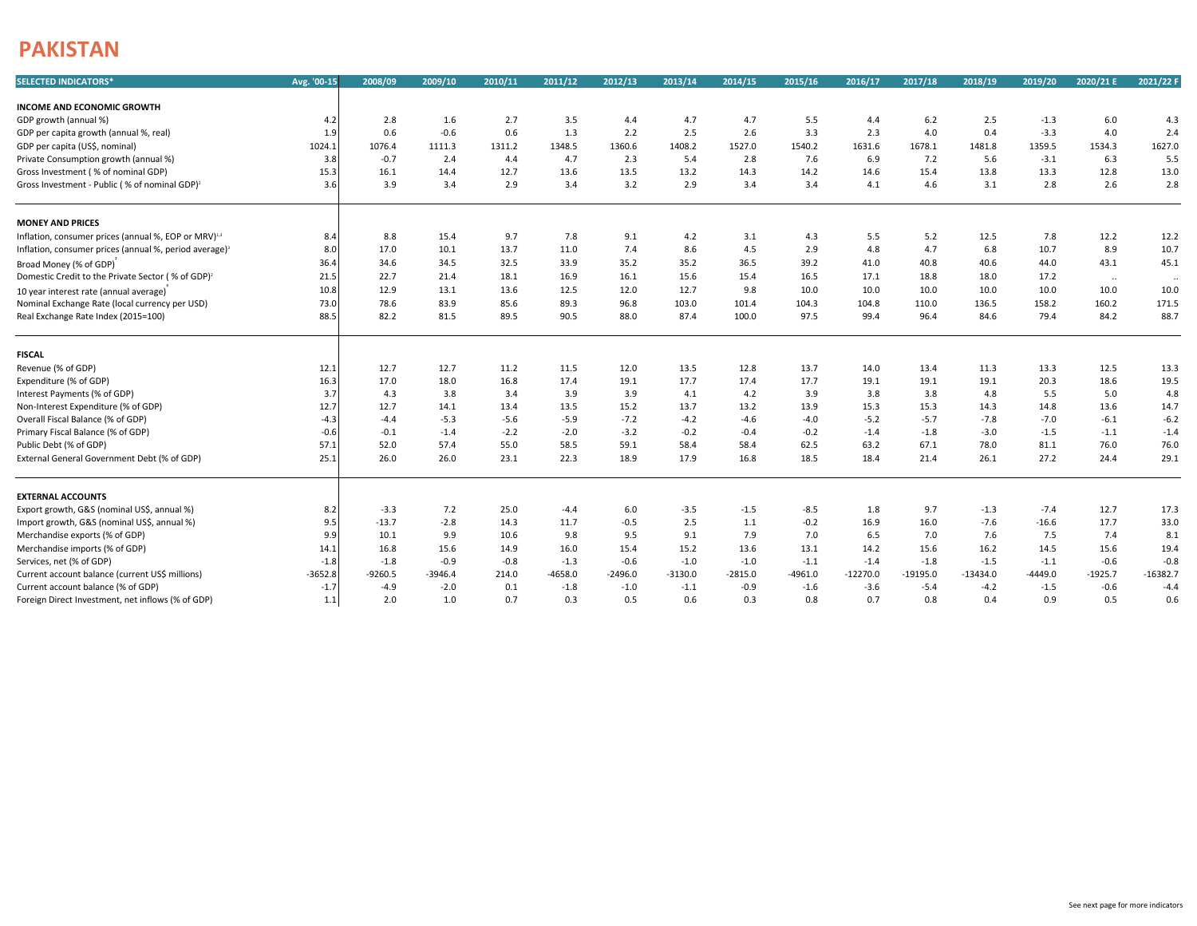# PAKISTAN

| SELECTED INDICATORS* | Avg. '00-15 | 2008/09 | 2009/10 | 2010/11 | 2011/12 | 2012/13 | 2013/14 | 2014/15 | 2015/16 | 2016/17 | 2017/18 | 2018/19 | 2019/20 | 2020/21 E | 2021/22 F |
|---|---|---|---|---|---|---|---|---|---|---|---|---|---|---|---|
| **INCOME AND ECONOMIC GROWTH** | | | | | | | | | | | | | | | |
| GDP growth (annual %) | 4.2 | 2.8 | 1.6 | 2.7 | 3.5 | 4.4 | 4.7 | 4.7 | 5.5 | 4.4 | 6.2 | 2.5 | -1.3 | 6.0 | 4.3 |
| GDP per capita growth (annual %, real) | 1.9 | 0.6 | -0.6 | 0.6 | 1.3 | 2.2 | 2.5 | 2.6 | 3.3 | 2.3 | 4.0 | 0.4 | -3.3 | 4.0 | 2.4 |
| GDP per capita (US$, nominal) | 1024.1 | 1076.4 | 1111.3 | 1311.2 | 1348.5 | 1360.6 | 1408.2 | 1527.0 | 1540.2 | 1631.6 | 1678.1 | 1481.8 | 1359.5 | 1534.3 | 1627.0 |
| Private Consumption growth (annual %) | 3.8 | -0.7 | 2.4 | 4.4 | 4.7 | 2.3 | 5.4 | 2.8 | 7.6 | 6.9 | 7.2 | 5.6 | -3.1 | 6.3 | 5.5 |
| Gross Investment ( % of nominal GDP) | 15.3 | 16.1 | 14.4 | 12.7 | 13.6 | 13.5 | 13.2 | 14.3 | 14.2 | 14.6 | 15.4 | 13.8 | 13.3 | 12.8 | 13.0 |
| Gross Investment - Public ( % of nominal GDP)[2] | 3.6 | 3.9 | 3.4 | 2.9 | 3.4 | 3.2 | 2.9 | 3.4 | 3.4 | 4.1 | 4.6 | 3.1 | 2.8 | 2.6 | 2.8 |
| **MONEY AND PRICES** | | | | | | | | | | | | | | | |
| Inflation, consumer prices (annual %, EOP or MRV)[1,2] | 8.4 | 8.8 | 15.4 | 9.7 | 7.8 | 9.1 | 4.2 | 3.1 | 4.3 | 5.5 | 5.2 | 12.5 | 7.8 | 12.2 | 12.2 |
| Inflation, consumer prices (annual %, period average)[1] | 8.0 | 17.0 | 10.1 | 13.7 | 11.0 | 7.4 | 8.6 | 4.5 | 2.9 | 4.8 | 4.7 | 6.8 | 10.7 | 8.9 | 10.7 |
| Broad Money (% of GDP)[2] | 36.4 | 34.6 | 34.5 | 32.5 | 33.9 | 35.2 | 35.2 | 36.5 | 39.2 | 41.0 | 40.8 | 40.6 | 44.0 | 43.1 | 45.1 |
| Domestic Credit to the Private Sector ( % of GDP)[2] | 21.5 | 22.7 | 21.4 | 18.1 | 16.9 | 16.1 | 15.6 | 15.4 | 16.5 | 17.1 | 18.8 | 18.0 | 17.2 | .. | .. |
| 10 year interest rate (annual average)[3] | 10.8 | 12.9 | 13.1 | 13.6 | 12.5 | 12.0 | 12.7 | 9.8 | 10.0 | 10.0 | 10.0 | 10.0 | 10.0 | 10.0 | 10.0 |
| Nominal Exchange Rate (local currency per USD) | 73.0 | 78.6 | 83.9 | 85.6 | 89.3 | 96.8 | 103.0 | 101.4 | 104.3 | 104.8 | 110.0 | 136.5 | 158.2 | 160.2 | 171.5 |
| Real Exchange Rate Index (2015=100) | 88.5 | 82.2 | 81.5 | 89.5 | 90.5 | 88.0 | 87.4 | 100.0 | 97.5 | 99.4 | 96.4 | 84.6 | 79.4 | 84.2 | 88.7 |
| **FISCAL** | | | | | | | | | | | | | | | |
| Revenue (% of GDP) | 12.1 | 12.7 | 12.7 | 11.2 | 11.5 | 12.0 | 13.5 | 12.8 | 13.7 | 14.0 | 13.4 | 11.3 | 13.3 | 12.5 | 13.3 |
| Expenditure (% of GDP) | 16.3 | 17.0 | 18.0 | 16.8 | 17.4 | 19.1 | 17.7 | 17.4 | 17.7 | 19.1 | 19.1 | 19.1 | 20.3 | 18.6 | 19.5 |
| Interest Payments (% of GDP) | 3.7 | 4.3 | 3.8 | 3.4 | 3.9 | 3.9 | 4.1 | 4.2 | 3.9 | 3.8 | 3.8 | 4.8 | 5.5 | 5.0 | 4.8 |
| Non-Interest Expenditure (% of GDP) | 12.7 | 12.7 | 14.1 | 13.4 | 13.5 | 15.2 | 13.7 | 13.2 | 13.9 | 15.3 | 15.3 | 14.3 | 14.8 | 13.6 | 14.7 |
| Overall Fiscal Balance (% of GDP) | -4.3 | -4.4 | -5.3 | -5.6 | -5.9 | -7.2 | -4.2 | -4.6 | -4.0 | -5.2 | -5.7 | -7.8 | -7.0 | -6.1 | -6.2 |
| Primary Fiscal Balance (% of GDP) | -0.6 | -0.1 | -1.4 | -2.2 | -2.0 | -3.2 | -0.2 | -0.4 | -0.2 | -1.4 | -1.8 | -3.0 | -1.5 | -1.1 | -1.4 |
| Public Debt (% of GDP) | 57.1 | 52.0 | 57.4 | 55.0 | 58.5 | 59.1 | 58.4 | 58.4 | 62.5 | 63.2 | 67.1 | 78.0 | 81.1 | 76.0 | 76.0 |
| External General Government Debt (% of GDP) | 25.1 | 26.0 | 26.0 | 23.1 | 22.3 | 18.9 | 17.9 | 16.8 | 18.5 | 18.4 | 21.4 | 26.1 | 27.2 | 24.4 | 29.1 |
| **EXTERNAL ACCOUNTS** | | | | | | | | | | | | | | | |
| Export growth, G&S (nominal US$, annual %) | 8.2 | -3.3 | 7.2 | 25.0 | -4.4 | 6.0 | -3.5 | -1.5 | -8.5 | 1.8 | 9.7 | -1.3 | -7.4 | 12.7 | 17.3 |
| Import growth, G&S (nominal US$, annual %) | 9.5 | -13.7 | -2.8 | 14.3 | 11.7 | -0.5 | 2.5 | 1.1 | -0.2 | 16.9 | 16.0 | -7.6 | -16.6 | 17.7 | 33.0 |
| Merchandise exports (% of GDP) | 9.9 | 10.1 | 9.9 | 10.6 | 9.8 | 9.5 | 9.1 | 7.9 | 7.0 | 6.5 | 7.0 | 7.6 | 7.5 | 7.4 | 8.1 |
| Merchandise imports (% of GDP) | 14.1 | 16.8 | 15.6 | 14.9 | 16.0 | 15.4 | 15.2 | 13.6 | 13.1 | 14.2 | 15.6 | 16.2 | 14.5 | 15.6 | 19.4 |
| Services, net (% of GDP) | -1.8 | -1.8 | -0.9 | -0.8 | -1.3 | -0.6 | -1.0 | -1.0 | -1.1 | -1.4 | -1.8 | -1.5 | -1.1 | -0.6 | -0.8 |
| Current account balance (current US$ millions) | -3652.8 | -9260.5 | -3946.4 | 214.0 | -4658.0 | -2496.0 | -3130.0 | -2815.0 | -4961.0 | -12270.0 | -19195.0 | -13434.0 | -4449.0 | -1925.7 | -16382.7 |
| Current account balance (% of GDP) | -1.7 | -4.9 | -2.0 | 0.1 | -1.8 | -1.0 | -1.1 | -0.9 | -1.6 | -3.6 | -5.4 | -4.2 | -1.5 | -0.6 | -4.4 |
| Foreign Direct Investment, net inflows (% of GDP) | 1.1 | 2.0 | 1.0 | 0.7 | 0.3 | 0.5 | 0.6 | 0.3 | 0.8 | 0.7 | 0.8 | 0.4 | 0.9 | 0.5 | 0.6 |

See next page for more indicators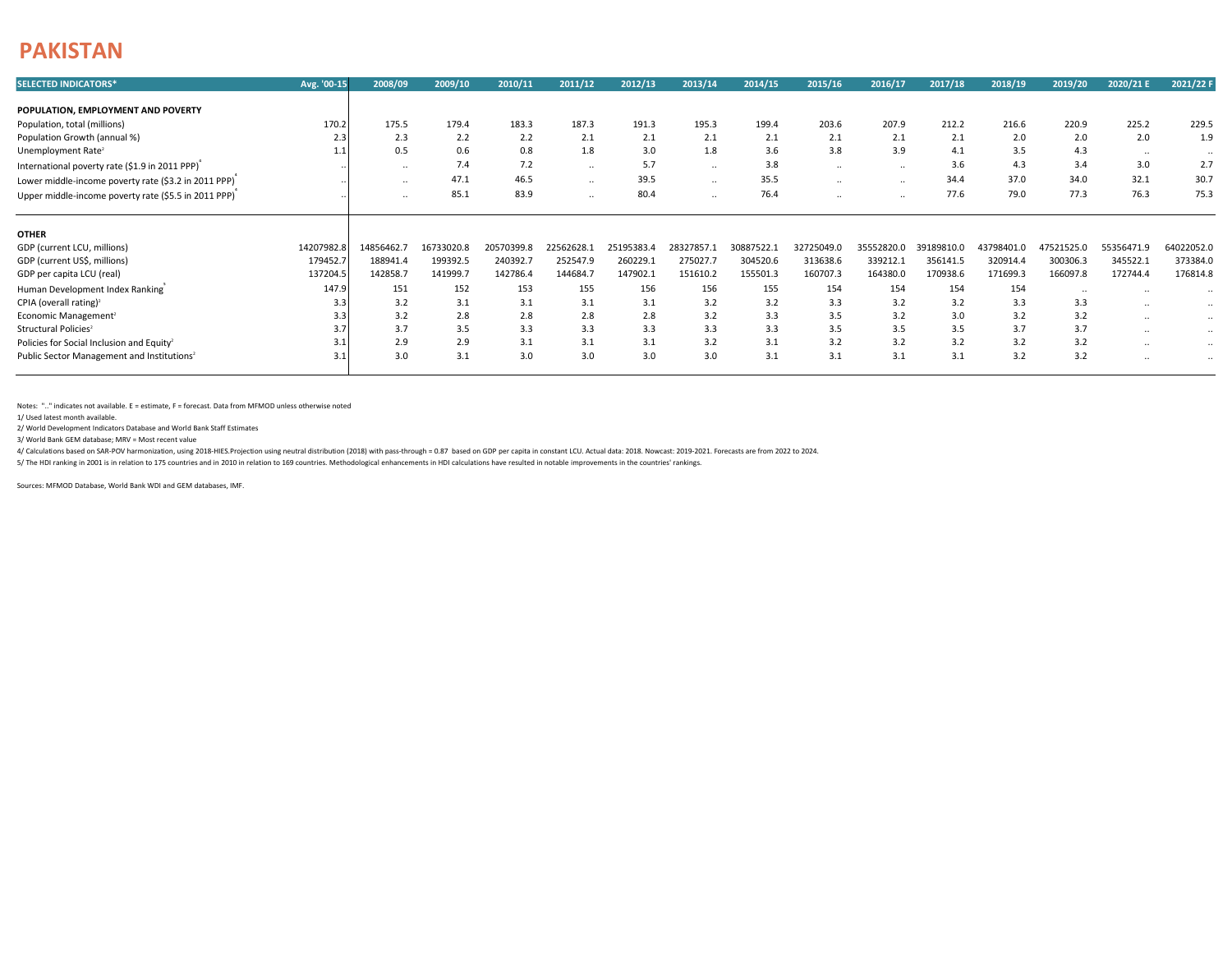# PAKISTAN

| SELECTED INDICATORS* | Avg. '00-15 | 2008/09 | 2009/10 | 2010/11 | 2011/12 | 2012/13 | 2013/14 | 2014/15 | 2015/16 | 2016/17 | 2017/18 | 2018/19 | 2019/20 | 2020/21 E | 2021/22 F |
|---|---|---|---|---|---|---|---|---|---|---|---|---|---|---|---|
| **POPULATION, EMPLOYMENT AND POVERTY** | | | | | | | | | | | | | | | |
| Population, total (millions) | 170.2 | 175.5 | 179.4 | 183.3 | 187.3 | 191.3 | 195.3 | 199.4 | 203.6 | 207.9 | 212.2 | 216.6 | 220.9 | 225.2 | 229.5 |
| Population Growth (annual %) | 2.3 | 2.3 | 2.2 | 2.2 | 2.1 | 2.1 | 2.1 | 2.1 | 2.1 | 2.1 | 2.1 | 2.0 | 2.0 | 2.0 | 1.9 |
| Unemployment Rate[2] | 1.1 | 0.5 | 0.6 | 0.8 | 1.8 | 3.0 | 1.8 | 3.6 | 3.8 | 3.9 | 4.1 | 3.5 | 4.3 | .. | .. |
| International poverty rate ($1.9 in 2011 PPP)[4] | .. | .. | 7.4 | 7.2 | .. | 5.7 | .. | 3.8 | .. | .. | 3.6 | 4.3 | 3.4 | 3.0 | 2.7 |
| Lower middle-income poverty rate ($3.2 in 2011 PPP)[4] | .. | .. | 47.1 | 46.5 | .. | 39.5 | .. | 35.5 | .. | .. | 34.4 | 37.0 | 34.0 | 32.1 | 30.7 |
| Upper middle-income poverty rate ($5.5 in 2011 PPP)[4] | .. | .. | 85.1 | 83.9 | .. | 80.4 | .. | 76.4 | .. | .. | 77.6 | 79.0 | 77.3 | 76.3 | 75.3 |
| **OTHER** | | | | | | | | | | | | | | | |
| GDP (current LCU, millions) | 14207982.8 | 14856462.7 | 16733020.8 | 20570399.8 | 22562628.1 | 25195383.4 | 28327857.1 | 30887522.1 | 32725049.0 | 35552820.0 | 39189810.0 | 43798401.0 | 47521525.0 | 55356471.9 | 64022052.0 |
| GDP (current US$, millions) | 179452.7 | 188941.4 | 199392.5 | 240392.7 | 252547.9 | 260229.1 | 275027.7 | 304520.6 | 313638.6 | 339212.1 | 356141.5 | 320914.4 | 300306.3 | 345522.1 | 373384.0 |
| GDP per capita LCU (real) | 137204.5 | 142858.7 | 141999.7 | 142786.4 | 144684.7 | 147902.1 | 151610.2 | 155501.3 | 160707.3 | 164380.0 | 170938.6 | 171699.3 | 166097.8 | 172744.4 | 176814.8 |
| Human Development Index Ranking[5] | 147.9 | 151 | 152 | 153 | 155 | 156 | 156 | 155 | 154 | 154 | 154 | 154 | .. | .. | .. |
| CPIA (overall rating)[2] | 3.3 | 3.2 | 3.1 | 3.1 | 3.1 | 3.1 | 3.2 | 3.2 | 3.3 | 3.2 | 3.2 | 3.3 | 3.3 | .. | .. |
| Economic Management[2] | 3.3 | 3.2 | 2.8 | 2.8 | 2.8 | 2.8 | 3.2 | 3.3 | 3.5 | 3.2 | 3.0 | 3.2 | 3.2 | .. | .. |
| Structural Policies[2] | 3.7 | 3.7 | 3.5 | 3.3 | 3.3 | 3.3 | 3.3 | 3.3 | 3.5 | 3.5 | 3.5 | 3.7 | 3.7 | .. | .. |
| Policies for Social Inclusion and Equity[2] | 3.1 | 2.9 | 2.9 | 3.1 | 3.1 | 3.1 | 3.2 | 3.1 | 3.2 | 3.2 | 3.2 | 3.2 | 3.2 | .. | .. |
| Public Sector Management and Institutions[2] | 3.1 | 3.0 | 3.1 | 3.0 | 3.0 | 3.0 | 3.0 | 3.1 | 3.1 | 3.1 | 3.1 | 3.2 | 3.2 | .. | .. |

Notes: ".." indicates not available. E = estimate, F = forecast. Data from MFMOD unless otherwise noted

1/ Used latest month available.

2/ World Development Indicators Database and World Bank Staff Estimates

3/ World Bank GEM database; MRV = Most recent value

4/ Calculations based on SAR-POV harmonization, using 2018-HIES.Projection using neutral distribution (2018) with pass-through = 0.87 based on GDP per capita in constant LCU. Actual data: 2018. Nowcast: 2019-2021. Forecasts are from 2022 to 2024.

5/ The HDI ranking in 2001 is in relation to 175 countries and in 2010 in relation to 169 countries. Methodological enhancements in HDI calculations have resulted in notable improvements in the countries' rankings.

Sources: MFMOD Database, World Bank WDI and GEM databases, IMF.